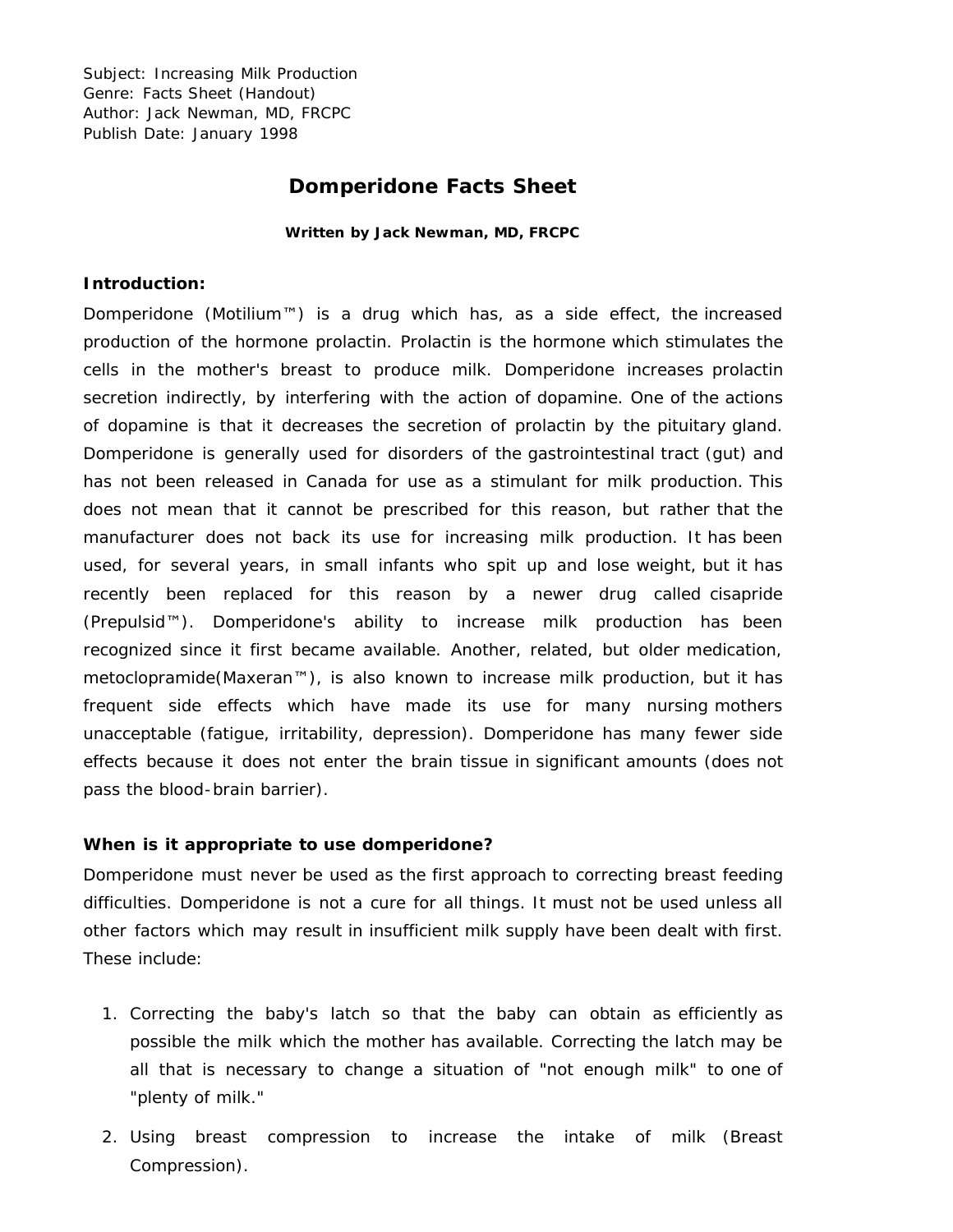Subject: Increasing Milk Production
Genre: Facts Sheet (Handout)
Author: Jack Newman, MD, FRCPC
Publish Date: January 1998

# Domperidone Facts Sheet

**Written by Jack Newman, MD, FRCPC**

**Introduction:**

Domperidone (Motilium™) is a drug which has, as a side effect, the increased production of the hormone prolactin. Prolactin is the hormone which stimulates the cells in the mother's breast to produce milk. Domperidone increases prolactin secretion indirectly, by interfering with the action of dopamine. One of the actions of dopamine is that it decreases the secretion of prolactin by the pituitary gland. Domperidone is generally used for disorders of the gastrointestinal tract (gut) and has not been released in Canada for use as a stimulant for milk production. This does not mean that it cannot be prescribed for this reason, but rather that the manufacturer does not back its use for increasing milk production. It has been used, for several years, in small infants who spit up and lose weight, but it has recently been replaced for this reason by a newer drug called cisapride (Prepulsid™). Domperidone's ability to increase milk production has been recognized since it first became available. Another, related, but older medication, metoclopramide(Maxeran™), is also known to increase milk production, but it has frequent side effects which have made its use for many nursing mothers unacceptable (fatigue, irritability, depression). Domperidone has many fewer side effects because it does not enter the brain tissue in significant amounts (does not pass the blood-brain barrier).

**When is it appropriate to use domperidone?**

Domperidone must never be used as the first approach to correcting breast feeding difficulties. Domperidone is not a cure for all things. It must not be used unless all other factors which may result in insufficient milk supply have been dealt with first. These include:

1. Correcting the baby's latch so that the baby can obtain as efficiently as possible the milk which the mother has available. Correcting the latch may be all that is necessary to change a situation of "not enough milk" to one of "plenty of milk."
2. Using breast compression to increase the intake of milk (Breast Compression).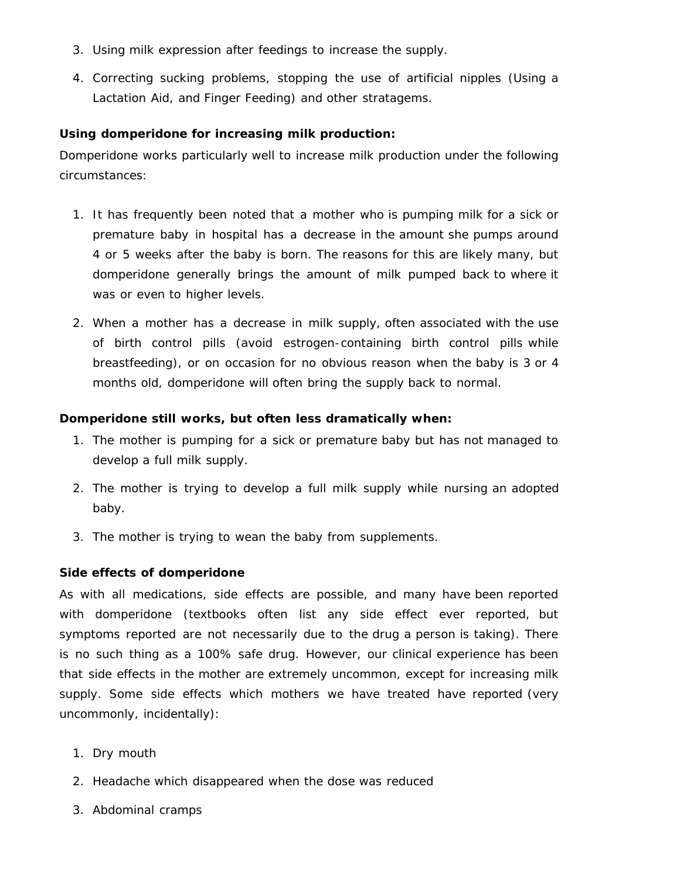3. Using milk expression after feedings to increase the supply.
4. Correcting sucking problems, stopping the use of artificial nipples (Using a Lactation Aid, and Finger Feeding) and other stratagems.

**Using domperidone for increasing milk production:**

Domperidone works particularly well to increase milk production under the following circumstances:

1. It has frequently been noted that a mother who is pumping milk for a sick or premature baby in hospital has a decrease in the amount she pumps around 4 or 5 weeks after the baby is born. The reasons for this are likely many, but domperidone generally brings the amount of milk pumped back to where it was or even to higher levels.
2. When a mother has a decrease in milk supply, often associated with the use of birth control pills (avoid estrogen-containing birth control pills while breastfeeding), or on occasion for no obvious reason when the baby is 3 or 4 months old, domperidone will often bring the supply back to normal.

**Domperidone still works, but often less dramatically when:**

1. The mother is pumping for a sick or premature baby but has not managed to develop a full milk supply.
2. The mother is trying to develop a full milk supply while nursing an adopted baby.
3. The mother is trying to wean the baby from supplements.

**Side effects of domperidone**

As with all medications, side effects are possible, and many have been reported with domperidone (textbooks often list any side effect ever reported, but symptoms reported are not necessarily due to the drug a person is taking). There is no such thing as a 100% safe drug. However, our clinical experience has been that side effects in the mother are extremely uncommon, except for increasing milk supply. Some side effects which mothers we have treated have reported (very uncommonly, incidentally):

1. Dry mouth
2. Headache which disappeared when the dose was reduced
3. Abdominal cramps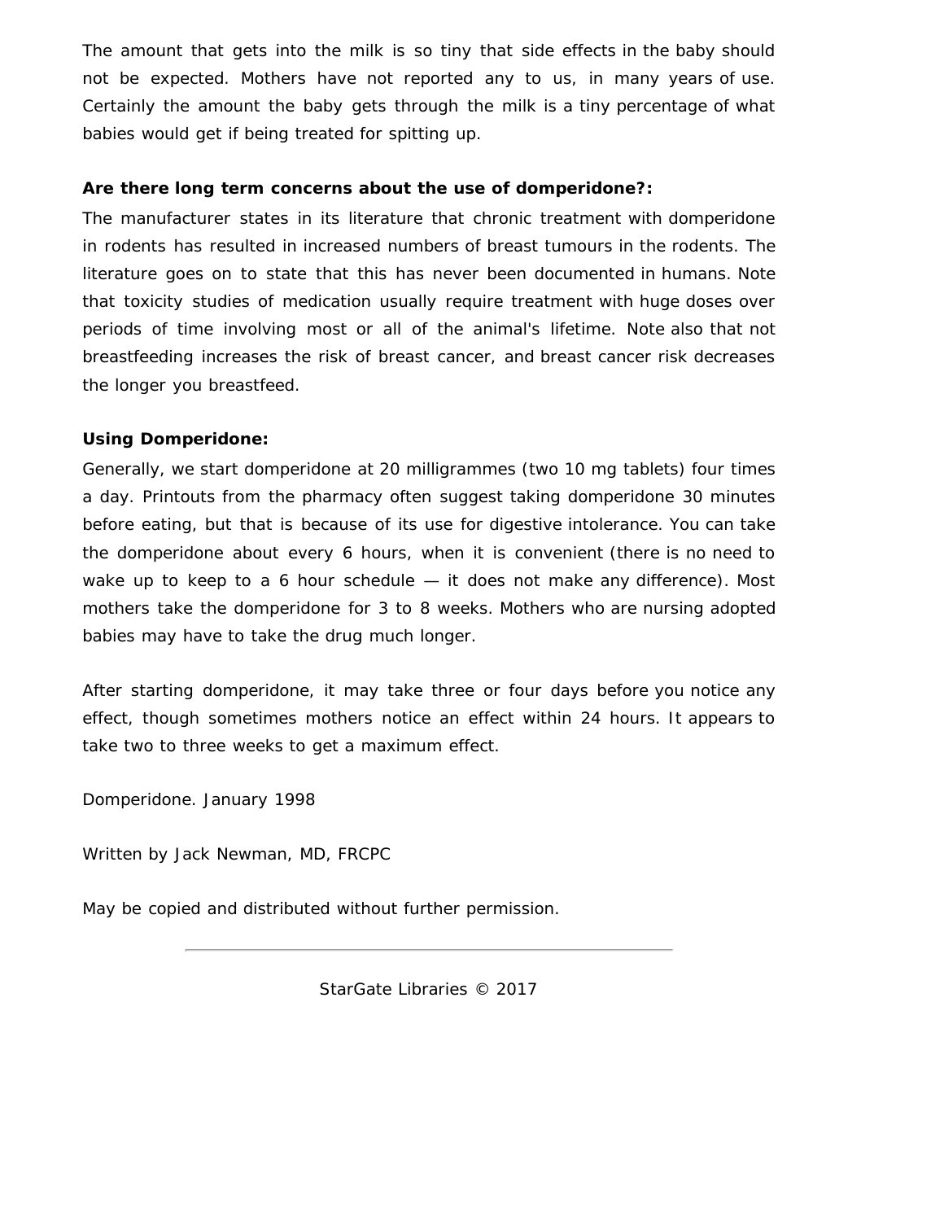The amount that gets into the milk is so tiny that side effects in the baby should not be expected. Mothers have not reported any to us, in many years of use. Certainly the amount the baby gets through the milk is a tiny percentage of what babies would get if being treated for spitting up.

**Are there long term concerns about the use of domperidone?:**

The manufacturer states in its literature that chronic treatment with domperidone in rodents has resulted in increased numbers of breast tumours in the rodents. The literature goes on to state that this has never been documented in humans. Note that toxicity studies of medication usually require treatment with huge doses over periods of time involving most or all of the animal's lifetime. Note also that not breastfeeding increases the risk of breast cancer, and breast cancer risk decreases the longer you breastfeed.

**Using Domperidone:**

Generally, we start domperidone at 20 milligrammes (two 10 mg tablets) four times a day. Printouts from the pharmacy often suggest taking domperidone 30 minutes before eating, but that is because of its use for digestive intolerance. You can take the domperidone about every 6 hours, when it is convenient (there is no need to wake up to keep to a 6 hour schedule — it does not make any difference). Most mothers take the domperidone for 3 to 8 weeks. Mothers who are nursing adopted babies may have to take the drug much longer.

After starting domperidone, it may take three or four days before you notice any effect, though sometimes mothers notice an effect within 24 hours. It appears to take two to three weeks to get a maximum effect.

Domperidone. January 1998

Written by Jack Newman, MD, FRCPC

May be copied and distributed without further permission.

---

StarGate Libraries © 2017